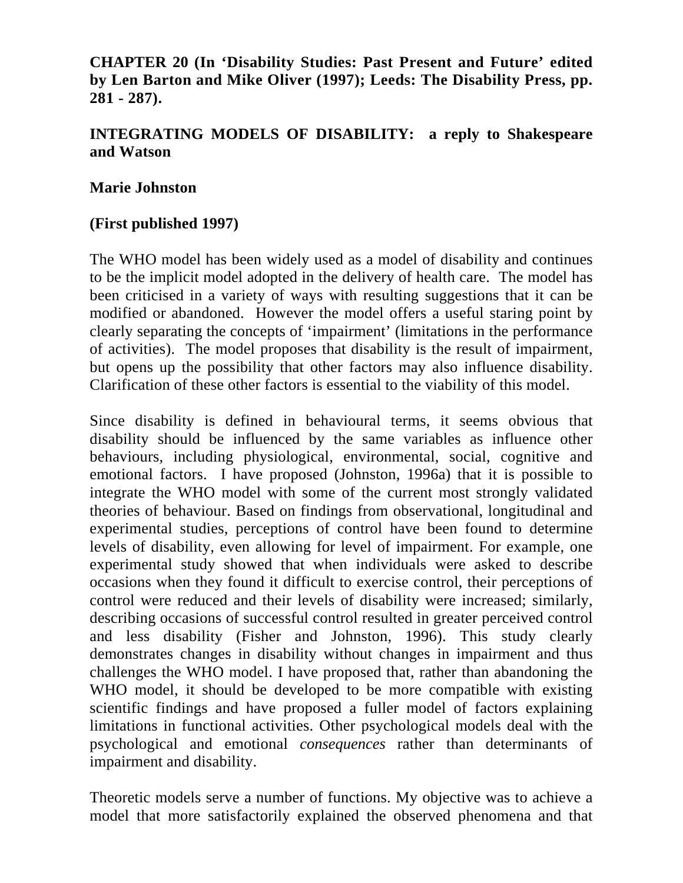**CHAPTER 20 (In 'Disability Studies: Past Present and Future' edited by Len Barton and Mike Oliver (1997); Leeds: The Disability Press, pp. 281 - 287).**

# INTEGRATING MODELS OF DISABILITY: a reply to Shakespeare and Watson

**Marie Johnston**

**(First published 1997)**

The WHO model has been widely used as a model of disability and continues to be the implicit model adopted in the delivery of health care. The model has been criticised in a variety of ways with resulting suggestions that it can be modified or abandoned. However the model offers a useful staring point by clearly separating the concepts of 'impairment' (limitations in the performance of activities). The model proposes that disability is the result of impairment, but opens up the possibility that other factors may also influence disability. Clarification of these other factors is essential to the viability of this model.

Since disability is defined in behavioural terms, it seems obvious that disability should be influenced by the same variables as influence other behaviours, including physiological, environmental, social, cognitive and emotional factors. I have proposed (Johnston, 1996a) that it is possible to integrate the WHO model with some of the current most strongly validated theories of behaviour. Based on findings from observational, longitudinal and experimental studies, perceptions of control have been found to determine levels of disability, even allowing for level of impairment. For example, one experimental study showed that when individuals were asked to describe occasions when they found it difficult to exercise control, their perceptions of control were reduced and their levels of disability were increased; similarly, describing occasions of successful control resulted in greater perceived control and less disability (Fisher and Johnston, 1996). This study clearly demonstrates changes in disability without changes in impairment and thus challenges the WHO model. I have proposed that, rather than abandoning the WHO model, it should be developed to be more compatible with existing scientific findings and have proposed a fuller model of factors explaining limitations in functional activities. Other psychological models deal with the psychological and emotional *consequences* rather than determinants of impairment and disability.

Theoretic models serve a number of functions. My objective was to achieve a model that more satisfactorily explained the observed phenomena and that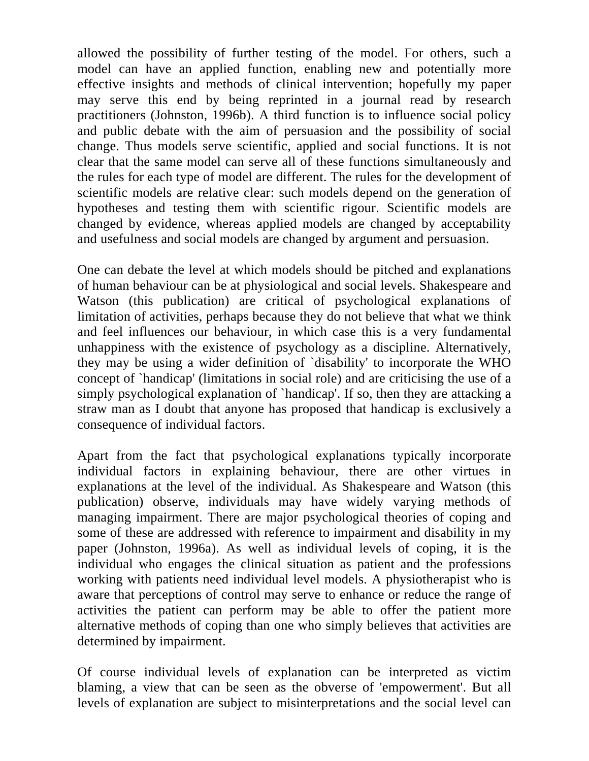allowed the possibility of further testing of the model. For others, such a model can have an applied function, enabling new and potentially more effective insights and methods of clinical intervention; hopefully my paper may serve this end by being reprinted in a journal read by research practitioners (Johnston, 1996b). A third function is to influence social policy and public debate with the aim of persuasion and the possibility of social change. Thus models serve scientific, applied and social functions. It is not clear that the same model can serve all of these functions simultaneously and the rules for each type of model are different. The rules for the development of scientific models are relative clear: such models depend on the generation of hypotheses and testing them with scientific rigour. Scientific models are changed by evidence, whereas applied models are changed by acceptability and usefulness and social models are changed by argument and persuasion.

One can debate the level at which models should be pitched and explanations of human behaviour can be at physiological and social levels. Shakespeare and Watson (this publication) are critical of psychological explanations of limitation of activities, perhaps because they do not believe that what we think and feel influences our behaviour, in which case this is a very fundamental unhappiness with the existence of psychology as a discipline. Alternatively, they may be using a wider definition of `disability' to incorporate the WHO concept of `handicap' (limitations in social role) and are criticising the use of a simply psychological explanation of `handicap'. If so, then they are attacking a straw man as I doubt that anyone has proposed that handicap is exclusively a consequence of individual factors.

Apart from the fact that psychological explanations typically incorporate individual factors in explaining behaviour, there are other virtues in explanations at the level of the individual. As Shakespeare and Watson (this publication) observe, individuals may have widely varying methods of managing impairment. There are major psychological theories of coping and some of these are addressed with reference to impairment and disability in my paper (Johnston, 1996a). As well as individual levels of coping, it is the individual who engages the clinical situation as patient and the professions working with patients need individual level models. A physiotherapist who is aware that perceptions of control may serve to enhance or reduce the range of activities the patient can perform may be able to offer the patient more alternative methods of coping than one who simply believes that activities are determined by impairment.

Of course individual levels of explanation can be interpreted as victim blaming, a view that can be seen as the obverse of 'empowerment'. But all levels of explanation are subject to misinterpretations and the social level can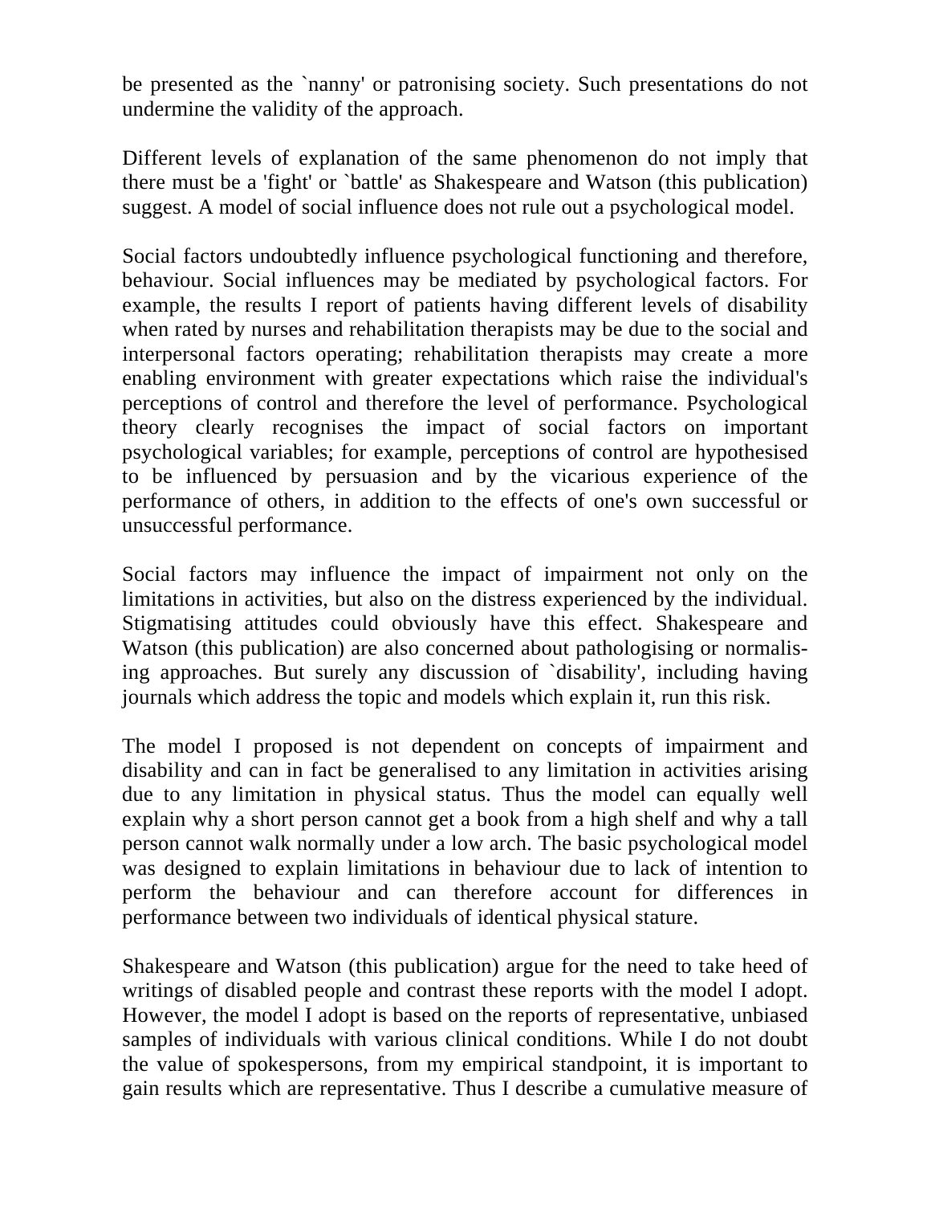be presented as the `nanny' or patronising society. Such presentations do not undermine the validity of the approach.

Different levels of explanation of the same phenomenon do not imply that there must be a 'fight' or `battle' as Shakespeare and Watson (this publication) suggest. A model of social influence does not rule out a psychological model.

Social factors undoubtedly influence psychological functioning and therefore, behaviour. Social influences may be mediated by psychological factors. For example, the results I report of patients having different levels of disability when rated by nurses and rehabilitation therapists may be due to the social and interpersonal factors operating; rehabilitation therapists may create a more enabling environment with greater expectations which raise the individual's perceptions of control and therefore the level of performance. Psychological theory clearly recognises the impact of social factors on important psychological variables; for example, perceptions of control are hypothesised to be influenced by persuasion and by the vicarious experience of the performance of others, in addition to the effects of one's own successful or unsuccessful performance.

Social factors may influence the impact of impairment not only on the limitations in activities, but also on the distress experienced by the individual. Stigmatising attitudes could obviously have this effect. Shakespeare and Watson (this publication) are also concerned about pathologising or normalising approaches. But surely any discussion of `disability', including having journals which address the topic and models which explain it, run this risk.

The model I proposed is not dependent on concepts of impairment and disability and can in fact be generalised to any limitation in activities arising due to any limitation in physical status. Thus the model can equally well explain why a short person cannot get a book from a high shelf and why a tall person cannot walk normally under a low arch. The basic psychological model was designed to explain limitations in behaviour due to lack of intention to perform the behaviour and can therefore account for differences in performance between two individuals of identical physical stature.

Shakespeare and Watson (this publication) argue for the need to take heed of writings of disabled people and contrast these reports with the model I adopt. However, the model I adopt is based on the reports of representative, unbiased samples of individuals with various clinical conditions. While I do not doubt the value of spokespersons, from my empirical standpoint, it is important to gain results which are representative. Thus I describe a cumulative measure of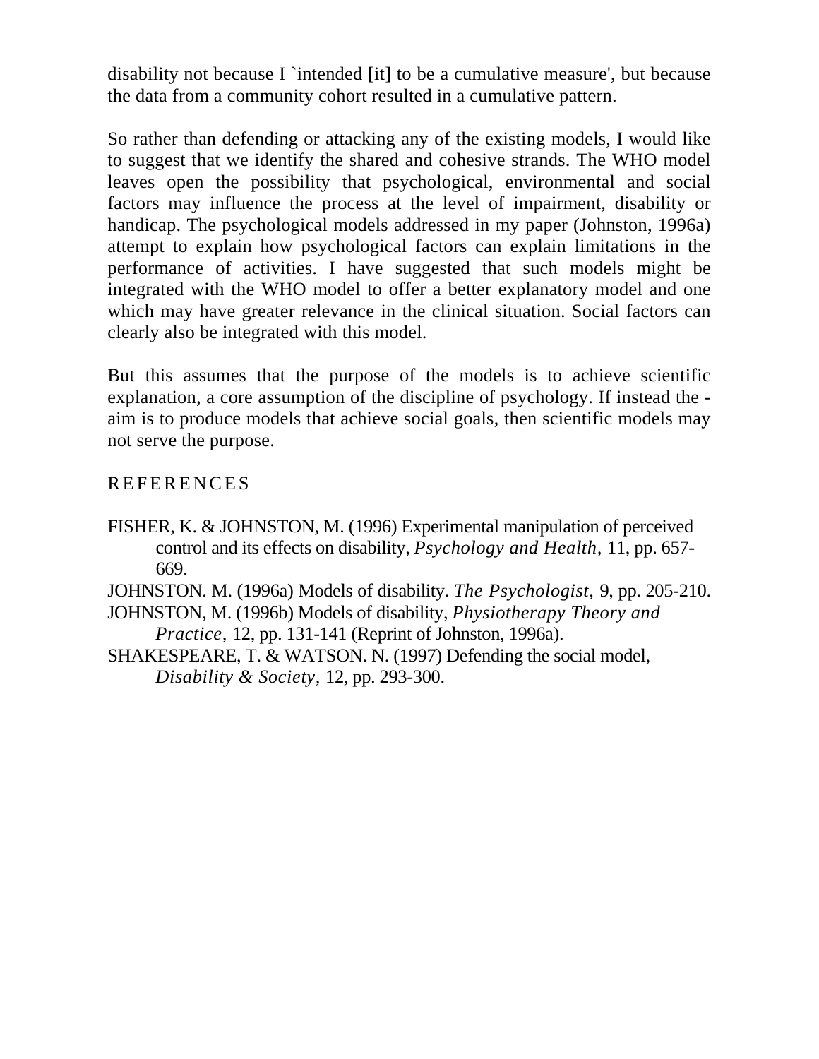disability not because I `intended [it] to be a cumulative measure', but because the data from a community cohort resulted in a cumulative pattern.

So rather than defending or attacking any of the existing models, I would like to suggest that we identify the shared and cohesive strands. The WHO model leaves open the possibility that psychological, environmental and social factors may influence the process at the level of impairment, disability or handicap. The psychological models addressed in my paper (Johnston, 1996a) attempt to explain how psychological factors can explain limitations in the performance of activities. I have suggested that such models might be integrated with the WHO model to offer a better explanatory model and one which may have greater relevance in the clinical situation. Social factors can clearly also be integrated with this model.

But this assumes that the purpose of the models is to achieve scientific explanation, a core assumption of the discipline of psychology. If instead the -aim is to produce models that achieve social goals, then scientific models may not serve the purpose.

## REFERENCES

FISHER, K. & JOHNSTON, M. (1996) Experimental manipulation of perceived control and its effects on disability, *Psychology and Health,* 11, pp. 657-669.

JOHNSTON. M. (1996a) Models of disability. *The Psychologist,* 9, pp. 205-210.

JOHNSTON, M. (1996b) Models of disability, *Physiotherapy Theory and Practice,* 12, pp. 131-141 (Reprint of Johnston, 1996a).

SHAKESPEARE, T. & WATSON. N. (1997) Defending the social model, *Disability & Society,* 12, pp. 293-300.